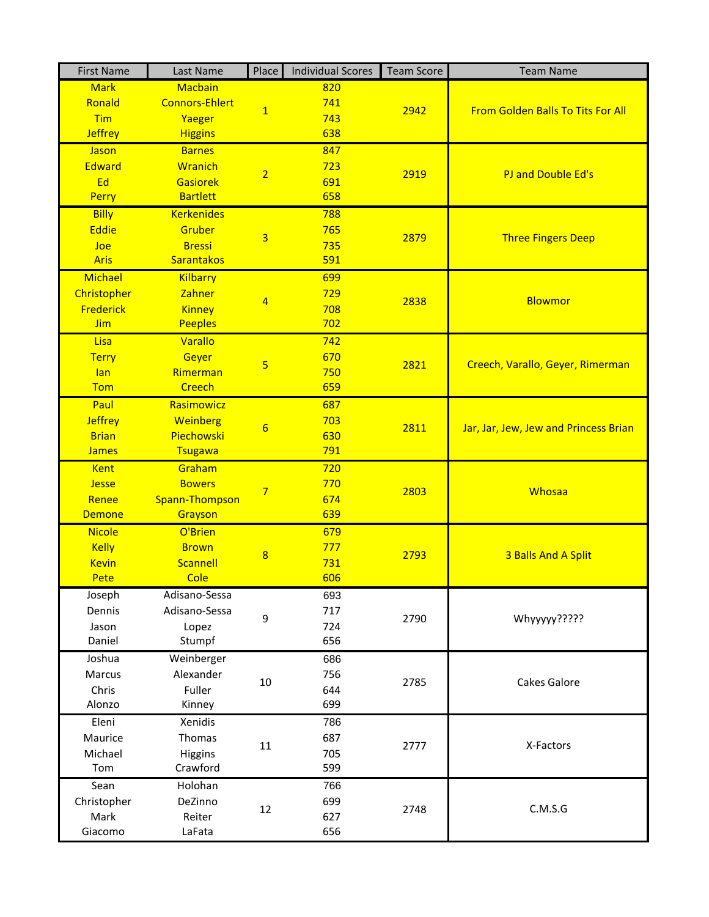| First Name | Last Name | Place | Individual Scores | Team Score | Team Name |
|---|---|---|---|---|---|
| Mark | Macbain | 1 | 820 | 2942 | From Golden Balls To Tits For All |
| Ronald | Connors-Ehlert | | 741 | | |
| Tim | Yaeger | | 743 | | |
| Jeffrey | Higgins | | 638 | | |
| Jason | Barnes | 2 | 847 | 2919 | PJ and Double Ed's |
| Edward | Wranich | | 723 | | |
| Ed | Gasiorek | | 691 | | |
| Perry | Bartlett | | 658 | | |
| Billy | Kerkenides | 3 | 788 | 2879 | Three Fingers Deep |
| Eddie | Gruber | | 765 | | |
| Joe | Bressi | | 735 | | |
| Aris | Sarantakos | | 591 | | |
| Michael | Kilbarry | 4 | 699 | 2838 | Blowmor |
| Christopher | Zahner | | 729 | | |
| Frederick | Kinney | | 708 | | |
| Jim | Peeples | | 702 | | |
| Lisa | Varallo | 5 | 742 | 2821 | Creech, Varallo, Geyer, Rimerman |
| Terry | Geyer | | 670 | | |
| Ian | Rimerman | | 750 | | |
| Tom | Creech | | 659 | | |
| Paul | Rasimowicz | 6 | 687 | 2811 | Jar, Jar, Jew, Jew and Princess Brian |
| Jeffrey | Weinberg | | 703 | | |
| Brian | Piechowski | | 630 | | |
| James | Tsugawa | | 791 | | |
| Kent | Graham | 7 | 720 | 2803 | Whosaa |
| Jesse | Bowers | | 770 | | |
| Renee | Spann-Thompson | | 674 | | |
| Demone | Grayson | | 639 | | |
| Nicole | O'Brien | 8 | 679 | 2793 | 3 Balls And A Split |
| Kelly | Brown | | 777 | | |
| Kevin | Scannell | | 731 | | |
| Pete | Cole | | 606 | | |
| Joseph | Adisano-Sessa | 9 | 693 | 2790 | Whyyyyy????? |
| Dennis | Adisano-Sessa | | 717 | | |
| Jason | Lopez | | 724 | | |
| Daniel | Stumpf | | 656 | | |
| Joshua | Weinberger | 10 | 686 | 2785 | Cakes Galore |
| Marcus | Alexander | | 756 | | |
| Chris | Fuller | | 644 | | |
| Alonzo | Kinney | | 699 | | |
| Eleni | Xenidis | 11 | 786 | 2777 | X-Factors |
| Maurice | Thomas | | 687 | | |
| Michael | Higgins | | 705 | | |
| Tom | Crawford | | 599 | | |
| Sean | Holohan | 12 | 766 | 2748 | C.M.S.G |
| Christopher | DeZinno | | 699 | | |
| Mark | Reiter | | 627 | | |
| Giacomo | LaFata | | 656 | | |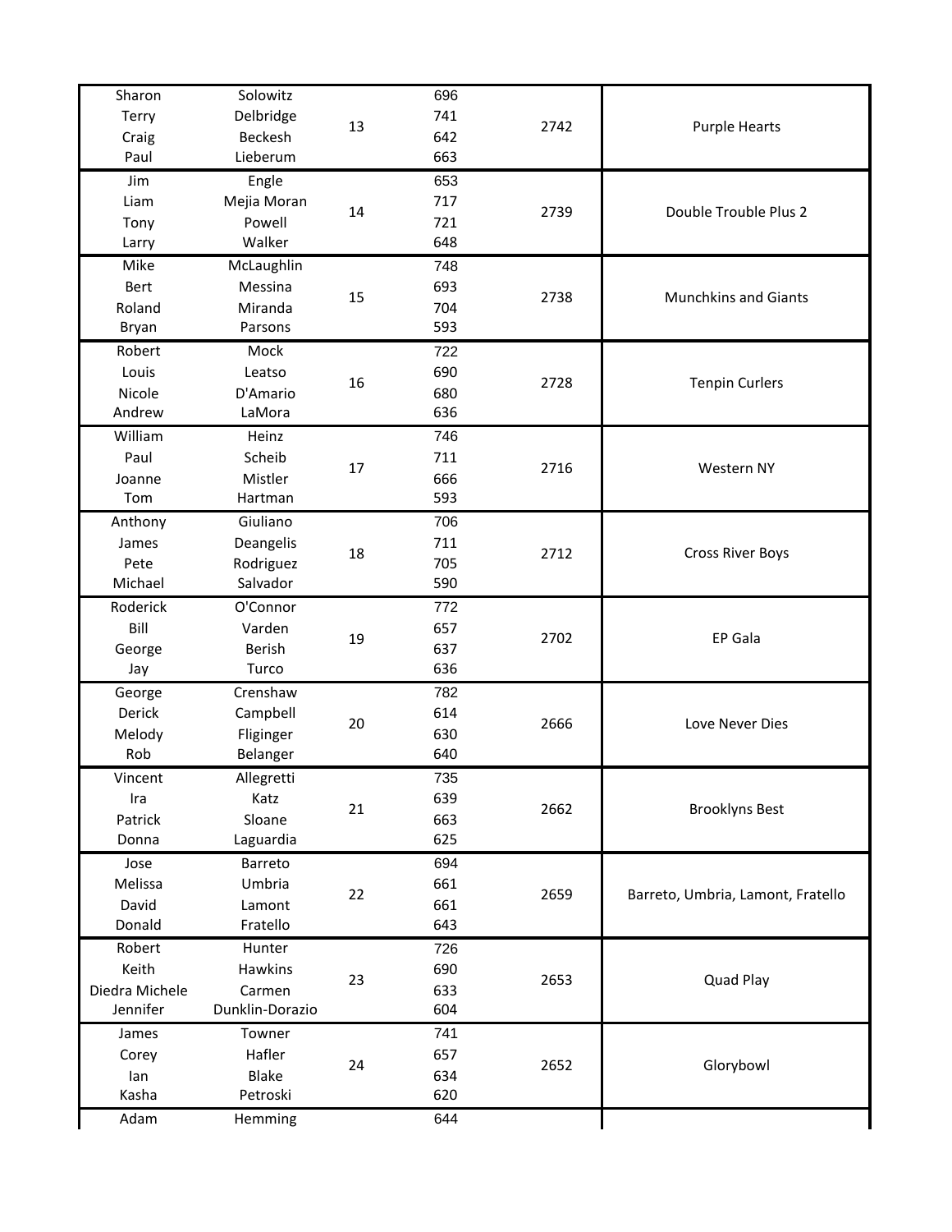| First Name | Last Name | Place | Score | Total | Team |
| --- | --- | --- | --- | --- | --- |
| Sharon | Solowitz | 13 | 696 | 2742 | Purple Hearts |
| Terry | Delbridge | | 741 | | |
| Craig | Beckesh | | 642 | | |
| Paul | Lieberum | | 663 | | |
| Jim | Engle | 14 | 653 | 2739 | Double Trouble Plus 2 |
| Liam | Mejia Moran | | 717 | | |
| Tony | Powell | | 721 | | |
| Larry | Walker | | 648 | | |
| Mike | McLaughlin | 15 | 748 | 2738 | Munchkins and Giants |
| Bert | Messina | | 693 | | |
| Roland | Miranda | | 704 | | |
| Bryan | Parsons | | 593 | | |
| Robert | Mock | 16 | 722 | 2728 | Tenpin Curlers |
| Louis | Leatso | | 690 | | |
| Nicole | D'Amario | | 680 | | |
| Andrew | LaMora | | 636 | | |
| William | Heinz | 17 | 746 | 2716 | Western NY |
| Paul | Scheib | | 711 | | |
| Joanne | Mistler | | 666 | | |
| Tom | Hartman | | 593 | | |
| Anthony | Giuliano | 18 | 706 | 2712 | Cross River Boys |
| James | Deangelis | | 711 | | |
| Pete | Rodriguez | | 705 | | |
| Michael | Salvador | | 590 | | |
| Roderick | O'Connor | 19 | 772 | 2702 | EP Gala |
| Bill | Varden | | 657 | | |
| George | Berish | | 637 | | |
| Jay | Turco | | 636 | | |
| George | Crenshaw | 20 | 782 | 2666 | Love Never Dies |
| Derick | Campbell | | 614 | | |
| Melody | Fliginger | | 630 | | |
| Rob | Belanger | | 640 | | |
| Vincent | Allegretti | 21 | 735 | 2662 | Brooklyns Best |
| Ira | Katz | | 639 | | |
| Patrick | Sloane | | 663 | | |
| Donna | Laguardia | | 625 | | |
| Jose | Barreto | 22 | 694 | 2659 | Barreto, Umbria, Lamont, Fratello |
| Melissa | Umbria | | 661 | | |
| David | Lamont | | 661 | | |
| Donald | Fratello | | 643 | | |
| Robert | Hunter | 23 | 726 | 2653 | Quad Play |
| Keith | Hawkins | | 690 | | |
| Diedra Michele | Carmen | | 633 | | |
| Jennifer | Dunklin-Dorazio | | 604 | | |
| James | Towner | 24 | 741 | 2652 | Glorybowl |
| Corey | Hafler | | 657 | | |
| Ian | Blake | | 634 | | |
| Kasha | Petroski | | 620 | | |
| Adam | Hemming | | 644 | | |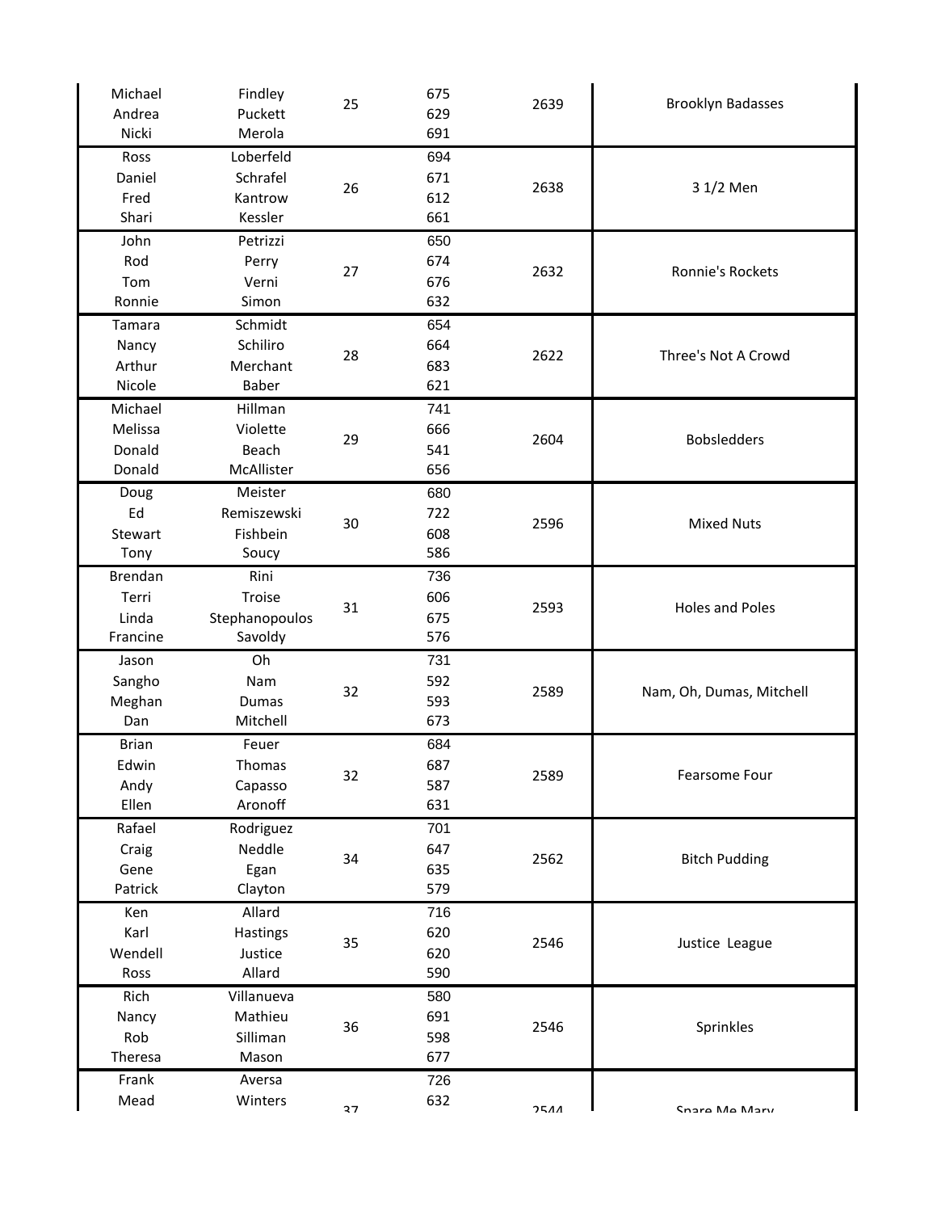| First Name | Last Name | Rank | Score | Total | Team |
|---|---|---|---|---|---|
| Michael | Findley | 25 | 675 | 2639 | Brooklyn Badasses |
| Andrea | Puckett | | 629 | | |
| Nicki | Merola | | 691 | | |
| Ross | Loberfeld | 26 | 694 | 2638 | 3 1/2 Men |
| Daniel | Schrafel | | 671 | | |
| Fred | Kantrow | | 612 | | |
| Shari | Kessler | | 661 | | |
| John | Petrizzi | 27 | 650 | 2632 | Ronnie's Rockets |
| Rod | Perry | | 674 | | |
| Tom | Verni | | 676 | | |
| Ronnie | Simon | | 632 | | |
| Tamara | Schmidt | 28 | 654 | 2622 | Three's Not A Crowd |
| Nancy | Schiliro | | 664 | | |
| Arthur | Merchant | | 683 | | |
| Nicole | Baber | | 621 | | |
| Michael | Hillman | 29 | 741 | 2604 | Bobsledders |
| Melissa | Violette | | 666 | | |
| Donald | Beach | | 541 | | |
| Donald | McAllister | | 656 | | |
| Doug | Meister | 30 | 680 | 2596 | Mixed Nuts |
| Ed | Remiszewski | | 722 | | |
| Stewart | Fishbein | | 608 | | |
| Tony | Soucy | | 586 | | |
| Brendan | Rini | 31 | 736 | 2593 | Holes and Poles |
| Terri | Troise | | 606 | | |
| Linda | Stephanopoulos | | 675 | | |
| Francine | Savoldy | | 576 | | |
| Jason | Oh | 32 | 731 | 2589 | Nam, Oh, Dumas, Mitchell |
| Sangho | Nam | | 592 | | |
| Meghan | Dumas | | 593 | | |
| Dan | Mitchell | | 673 | | |
| Brian | Feuer | 32 | 684 | 2589 | Fearsome Four |
| Edwin | Thomas | | 687 | | |
| Andy | Capasso | | 587 | | |
| Ellen | Aronoff | | 631 | | |
| Rafael | Rodriguez | 34 | 701 | 2562 | Bitch Pudding |
| Craig | Neddle | | 647 | | |
| Gene | Egan | | 635 | | |
| Patrick | Clayton | | 579 | | |
| Ken | Allard | 35 | 716 | 2546 | Justice League |
| Karl | Hastings | | 620 | | |
| Wendell | Justice | | 620 | | |
| Ross | Allard | | 590 | | |
| Rich | Villanueva | 36 | 580 | 2546 | Sprinkles |
| Nancy | Mathieu | | 691 | | |
| Rob | Silliman | | 598 | | |
| Theresa | Mason | | 677 | | |
| Frank | Aversa | 37 | 726 | 2544 | Spare Me Mary |
| Mead | Winters | | 632 | | |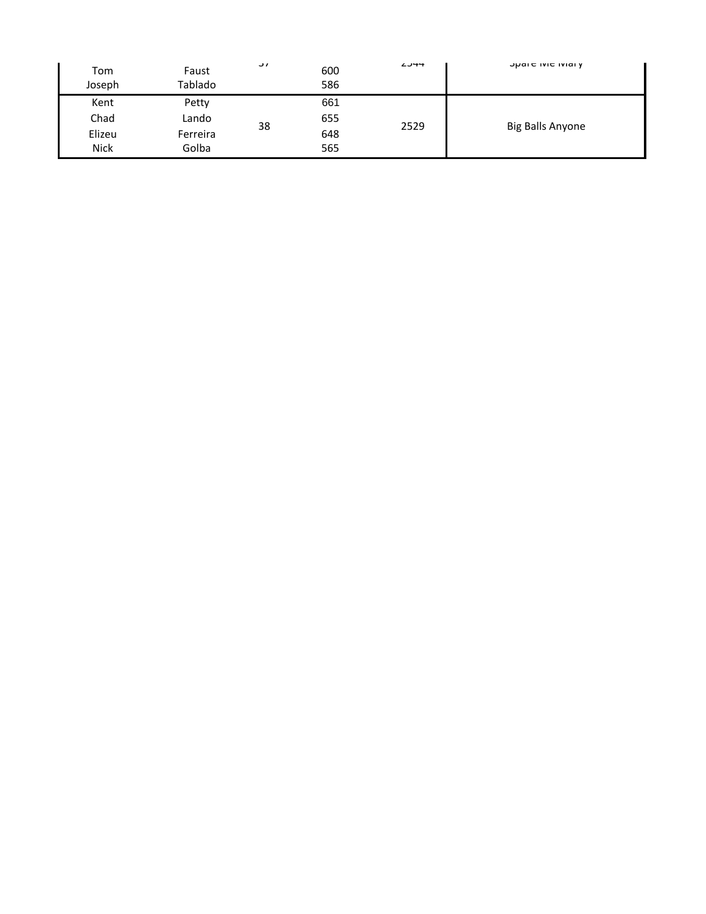| | | | | | |
|---|---|---|---|---|---|
| Tom | Faust | 37 | 600 | 2544 | Spare Me Mary |
| Joseph | Tablado | | 586 | | |
| Kent | Petty | 38 | 661 | 2529 | Big Balls Anyone |
| Chad | Lando | | 655 | | |
| Elizeu | Ferreira | | 648 | | |
| Nick | Golba | | 565 | | |